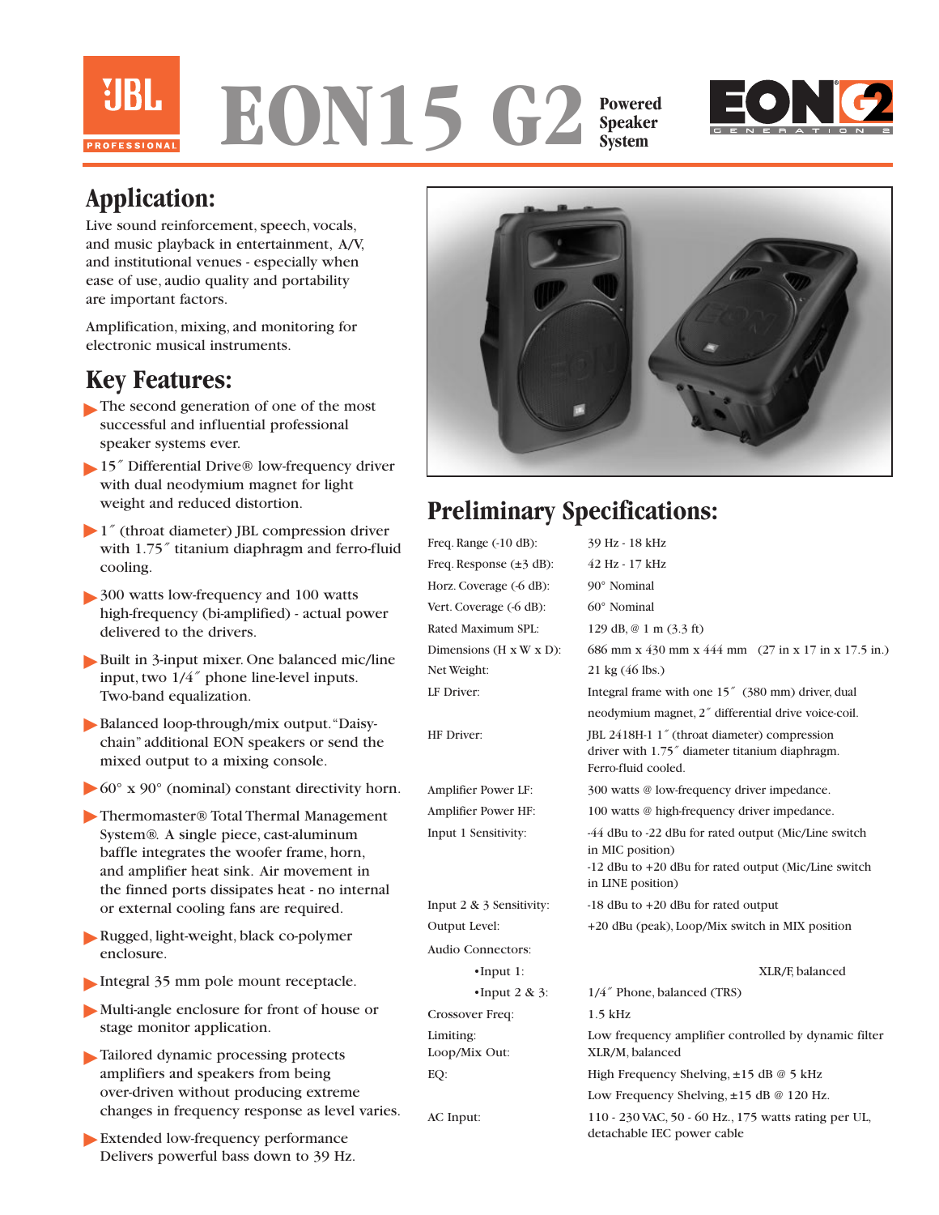# EON15 G2 Powered Speaker System

## Application:

Live sound reinforcement, speech, vocals, and music playback in entertainment, A/V, and institutional venues - especially when ease of use, audio quality and portability are important factors.

Amplification, mixing, and monitoring for electronic musical instruments.

## Key Features:

- The second generation of one of the most successful and influential professional speaker systems ever.
- 15″ Differential Drive® low-frequency driver with dual neodymium magnet for light weight and reduced distortion.
- 1″ (throat diameter) JBL compression driver with 1.75″ titanium diaphragm and ferro-fluid cooling.
- 300 watts low-frequency and 100 watts high-frequency (bi-amplified) - actual power delivered to the drivers.
- Built in 3-input mixer. One balanced mic/line input, two 1/4″ phone line-level inputs. Two-band equalization.
- Balanced loop-through/mix output. "Daisy-chain" additional EON speakers or send the mixed output to a mixing console.
- 60° x 90° (nominal) constant directivity horn.
- Thermomaster® Total Thermal Management System®. A single piece, cast-aluminum baffle integrates the woofer frame, horn, and amplifier heat sink. Air movement in the finned ports dissipates heat - no internal or external cooling fans are required.
- Rugged, light-weight, black co-polymer enclosure.
- Integral 35 mm pole mount receptacle.
- Multi-angle enclosure for front of house or stage monitor application.
- Tailored dynamic processing protects amplifiers and speakers from being over-driven without producing extreme changes in frequency response as level varies.
- Extended low-frequency performance Delivers powerful bass down to 39 Hz.

## Preliminary Specifications:

| | |
|---|---|
| Freq. Range (-10 dB): | 39 Hz - 18 kHz |
| Freq. Response (±3 dB): | 42 Hz - 17 kHz |
| Horz. Coverage (-6 dB): | 90° Nominal |
| Vert. Coverage (-6 dB): | 60° Nominal |
| Rated Maximum SPL: | 129 dB, @ 1 m (3.3 ft) |
| Dimensions (H x W x D): | 686 mm x 430 mm x 444 mm (27 in x 17 in x 17.5 in.) |
| Net Weight: | 21 kg (46 lbs.) |
| LF Driver: | Integral frame with one 15″ (380 mm) driver, dual neodymium magnet, 2″ differential drive voice-coil. |
| HF Driver: | JBL 2418H-1 1″ (throat diameter) compression driver with 1.75″ diameter titanium diaphragm. Ferro-fluid cooled. |
| Amplifier Power LF: | 300 watts @ low-frequency driver impedance. |
| Amplifier Power HF: | 100 watts @ high-frequency driver impedance. |
| Input 1 Sensitivity: | -44 dBu to -22 dBu for rated output (Mic/Line switch in MIC position)<br>-12 dBu to +20 dBu for rated output (Mic/Line switch in LINE position) |
| Input 2 & 3 Sensitivity: | -18 dBu to +20 dBu for rated output |
| Output Level: | +20 dBu (peak), Loop/Mix switch in MIX position |
| Audio Connectors: | |
| •Input 1: | XLR/F, balanced |
| •Input 2 & 3: | 1/4″ Phone, balanced (TRS) |
| Crossover Freq: | 1.5 kHz |
| Limiting: | Low frequency amplifier controlled by dynamic filter |
| Loop/Mix Out: | XLR/M, balanced |
| EQ: | High Frequency Shelving, ±15 dB @ 5 kHz<br>Low Frequency Shelving, ±15 dB @ 120 Hz. |
| AC Input: | 110 - 230 VAC, 50 - 60 Hz., 175 watts rating per UL, detachable IEC power cable |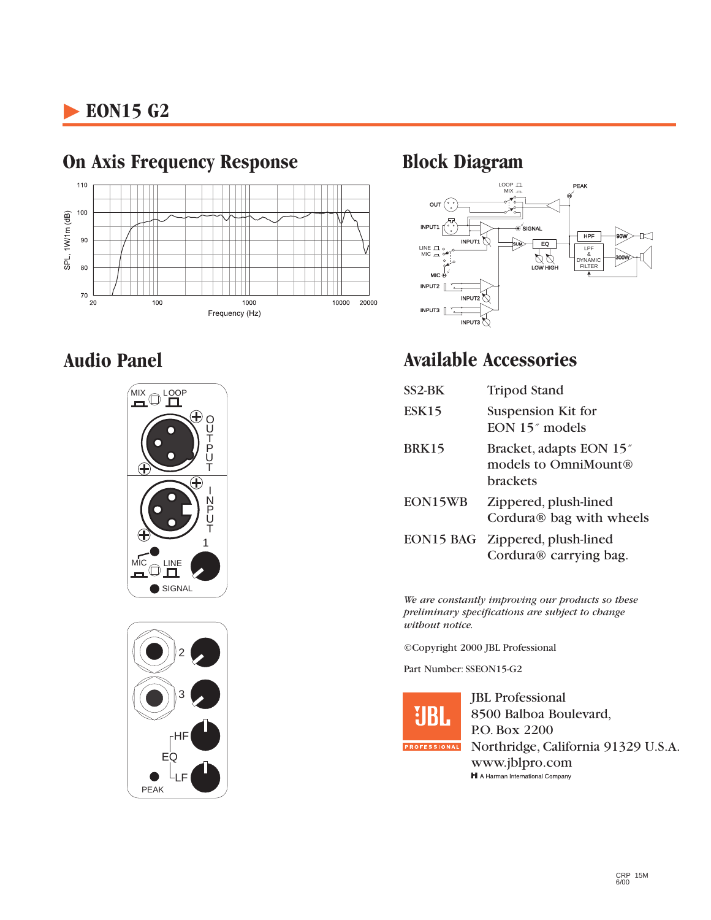# EON15 G2

## On Axis Frequency Response

110
100
90
80
70
SPL, 1W/1m (dB)
20
100
1000
10000
20000
Frequency (Hz)

## Block Diagram

LOOP
MIX
PEAK
OUT
INPUT1
SIGNAL
INPUT1
HPF
90W
SUM
EQ
LINE
MIC
LPF & DYNAMIC FILTER
300W
LOW HIGH
MIC
INPUT2
INPUT2
INPUT3
INPUT3

## Audio Panel

MIX
LOOP
OUTPUT
INPUT
1
MIC
LINE
SIGNAL
2
3
HF
EQ
LF
PEAK

## Available Accessories

| | |
|---|---|
| SS2-BK | Tripod Stand |
| ESK15 | Suspension Kit for EON 15″ models |
| BRK15 | Bracket, adapts EON 15″ models to OmniMount® brackets |
| EON15WB | Zippered, plush-lined Cordura® bag with wheels |
| EON15 BAG | Zippered, plush-lined Cordura® carrying bag. |

*We are constantly improving our products so these preliminary specifications are subject to change without notice.*

©Copyright 2000 JBL Professional

Part Number: SSEON15-G2

JBL PROFESSIONAL

JBL Professional
8500 Balboa Boulevard,
P.O. Box 2200
Northridge, California 91329 U.S.A.
www.jblpro.com

A Harman International Company

CRP 15M
6/00